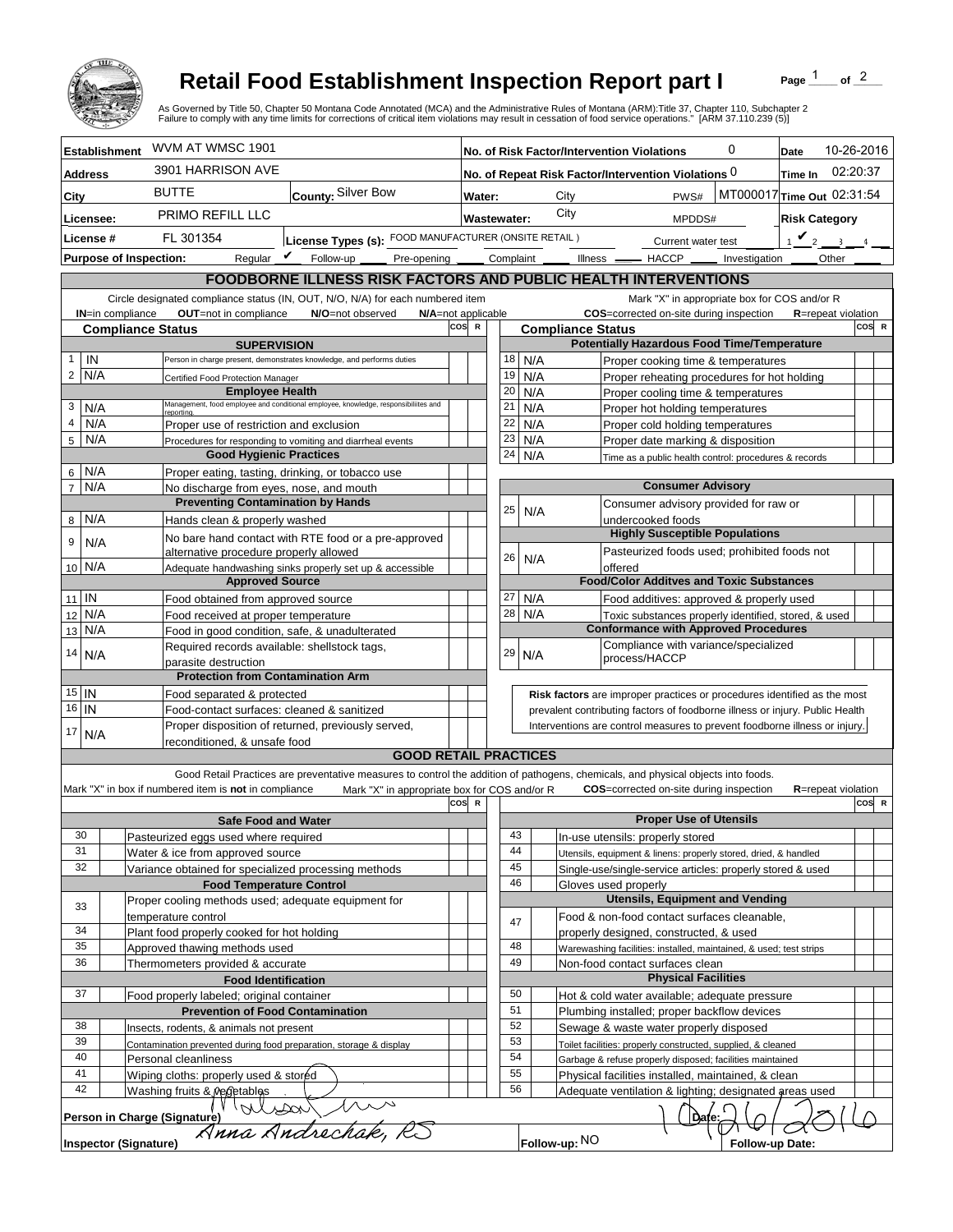# Retail Food Establishment Inspection Report part I

As Governed by Title 50, Chapter 50 Montana Code Annotated (MCA) and the Administrative Rules of Montana (ARM):Title 37, Chapter 110, Subchapter 2
Failure to comply with any time limits for corrections of critical item violations may result in cessation of food service operations." [ARM 37.110.239 (5)]

| | | | |
|---|---|---|---|
| **Establishment** WVM AT WMSC 1901 | | **No. of Risk Factor/Intervention Violations** 0 | **Date** 10-26-2016 |
| **Address** 3901 HARRISON AVE | | **No. of Repeat Risk Factor/Intervention Violations** 0 | **Time In** 02:20:37 |
| **City** BUTTE | **County:** Silver Bow | **Water:** City PWS# MT000017 | **Time Out** 02:31:54 |
| **Licensee:** PRIMO REFILL LLC | | **Wastewater:** City MPDDS# | **Risk Category** |
| **License #** FL 301354 | **License Types (s):** FOOD MANUFACTURER (ONSITE RETAIL ) | Current water test | 1 ✔ 2 3 4 |
| **Purpose of Inspection:** Regular ✔ Follow-up Pre-opening Complaint Illness HACCP Investigation Other | | | |

## FOODBORNE ILLNESS RISK FACTORS AND PUBLIC HEALTH INTERVENTIONS

Circle designated compliance status (IN, OUT, N/O, N/A) for each numbered item
**IN**=in compliance **OUT**=not in compliance **N/O**=not observed **N/A**=not applicable

Mark "X" in appropriate box for COS and/or R
**COS**=corrected on-site during inspection **R**=repeat violation

| # | Compliance Status | Item | COS | R |
|---|---|---|---|---|
| | | **SUPERVISION** | | |
| 1 | IN | Person in charge present, demonstrates knowledge, and performs duties | | |
| 2 | N/A | Certified Food Protection Manager | | |
| | | **Employee Health** | | |
| 3 | N/A | Management, food employee and conditional employee, knowledge, responsibilities and reporting. | | |
| 4 | N/A | Proper use of restriction and exclusion | | |
| 5 | N/A | Procedures for responding to vomiting and diarrheal events | | |
| | | **Good Hygienic Practices** | | |
| 6 | N/A | Proper eating, tasting, drinking, or tobacco use | | |
| 7 | N/A | No discharge from eyes, nose, and mouth | | |
| | | **Preventing Contamination by Hands** | | |
| 8 | N/A | Hands clean & properly washed | | |
| 9 | N/A | No bare hand contact with RTE food or a pre-approved alternative procedure properly allowed | | |
| 10 | N/A | Adequate handwashing sinks properly set up & accessible | | |
| | | **Approved Source** | | |
| 11 | IN | Food obtained from approved source | | |
| 12 | N/A | Food received at proper temperature | | |
| 13 | N/A | Food in good condition, safe, & unadulterated | | |
| 14 | N/A | Required records available: shellstock tags, parasite destruction | | |
| | | **Protection from Contamination Arm** | | |
| 15 | IN | Food separated & protected | | |
| 16 | IN | Food-contact surfaces: cleaned & sanitized | | |
| 17 | N/A | Proper disposition of returned, previously served, reconditioned, & unsafe food | | |
| | | **Potentially Hazardous Food Time/Temperature** | | |
| 18 | N/A | Proper cooking time & temperatures | | |
| 19 | N/A | Proper reheating procedures for hot holding | | |
| 20 | N/A | Proper cooling time & temperatures | | |
| 21 | N/A | Proper hot holding temperatures | | |
| 22 | N/A | Proper cold holding temperatures | | |
| 23 | N/A | Proper date marking & disposition | | |
| 24 | N/A | Time as a public health control: procedures & records | | |
| | | **Consumer Advisory** | | |
| 25 | N/A | Consumer advisory provided for raw or undercooked foods | | |
| | | **Highly Susceptible Populations** | | |
| 26 | N/A | Pasteurized foods used; prohibited foods not offered | | |
| | | **Food/Color Additves and Toxic Substances** | | |
| 27 | N/A | Food additives: approved & properly used | | |
| 28 | N/A | Toxic substances properly identified, stored, & used | | |
| | | **Conformance with Approved Procedures** | | |
| 29 | N/A | Compliance with variance/specialized process/HACCP | | |

**Risk factors** are improper practices or procedures identified as the most prevalent contributing factors of foodborne illness or injury. Public Health Interventions are control measures to prevent foodborne illness or injury.

## GOOD RETAIL PRACTICES

Good Retail Practices are preventative measures to control the addition of pathogens, chemicals, and physical objects into foods.
Mark "X" in box if numbered item is **not** in compliance Mark "X" in appropriate box for COS and/or R **COS**=corrected on-site during inspection **R**=repeat violation

| # | X | Item | COS | R |
|---|---|---|---|---|
| | | **Safe Food and Water** | | |
| 30 | | Pasteurized eggs used where required | | |
| 31 | | Water & ice from approved source | | |
| 32 | | Variance obtained for specialized processing methods | | |
| | | **Food Temperature Control** | | |
| 33 | | Proper cooling methods used; adequate equipment for temperature control | | |
| 34 | | Plant food properly cooked for hot holding | | |
| 35 | | Approved thawing methods used | | |
| 36 | | Thermometers provided & accurate | | |
| | | **Food Identification** | | |
| 37 | | Food properly labeled; original container | | |
| | | **Prevention of Food Contamination** | | |
| 38 | | Insects, rodents, & animals not present | | |
| 39 | | Contamination prevented during food preparation, storage & display | | |
| 40 | | Personal cleanliness | | |
| 41 | | Wiping cloths: properly used & stored | | |
| 42 | | Washing fruits & vegetables | | |
| | | **Proper Use of Utensils** | | |
| 43 | | In-use utensils: properly stored | | |
| 44 | | Utensils, equipment & linens: properly stored, dried, & handled | | |
| 45 | | Single-use/single-service articles: properly stored & used | | |
| 46 | | Gloves used properly | | |
| | | **Utensils, Equipment and Vending** | | |
| 47 | | Food & non-food contact surfaces cleanable, properly designed, constructed, & used | | |
| 48 | | Warewashing facilities: installed, maintained, & used; test strips | | |
| 49 | | Non-food contact surfaces clean | | |
| | | **Physical Facilities** | | |
| 50 | | Hot & cold water available; adequate pressure | | |
| 51 | | Plumbing installed; proper backflow devices | | |
| 52 | | Sewage & waste water properly disposed | | |
| 53 | | Toilet facilities: properly constructed, supplied, & cleaned | | |
| 54 | | Garbage & refuse properly disposed; facilities maintained | | |
| 55 | | Physical facilities installed, maintained, & clean | | |
| 56 | | Adequate ventilation & lighting; designated areas used | | |

**Person in Charge (Signature)** Madison Thomas **Date:** 10/26/2016

**Inspector (Signature)** Anna Andrechak, RS **Follow-up:** NO **Follow-up Date:**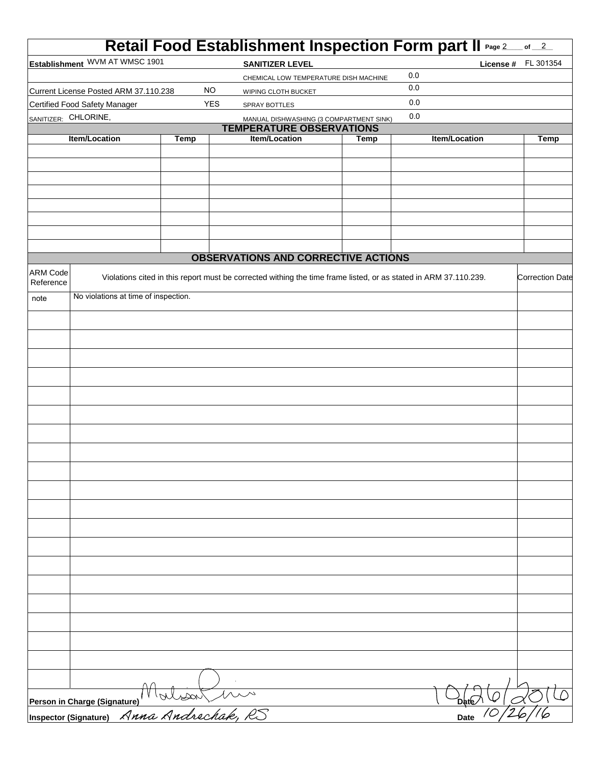# Retail Food Establishment Inspection Form part II

| | | | |
|---|---|---|---|
| Establishment WVM AT WMSC 1901 | | SANITIZER LEVEL | License # FL 301354 |
| | | CHEMICAL LOW TEMPERATURE DISH MACHINE | 0.0 |
| Current License Posted ARM 37.110.238 | NO | WIPING CLOTH BUCKET | 0.0 |
| Certified Food Safety Manager | YES | SPRAY BOTTLES | 0.0 |
| SANITIZER: CHLORINE, | | MANUAL DISHWASHING (3 COMPARTMENT SINK) | 0.0 |

## TEMPERATURE OBSERVATIONS

| Item/Location | Temp | Item/Location | Temp | Item/Location | Temp |
|---|---|---|---|---|---|
| | | | | | |

## OBSERVATIONS AND CORRECTIVE ACTIONS

| ARM Code Reference | Violations cited in this report must be corrected withing the time frame listed, or as stated in ARM 37.110.239. | Correction Date |
|---|---|---|
| note | No violations at time of inspection. | |

Person in Charge (Signature) Malison [signature] Date 10/26/2016

Inspector (Signature) Anna Andrechak, RS Date 10/26/16